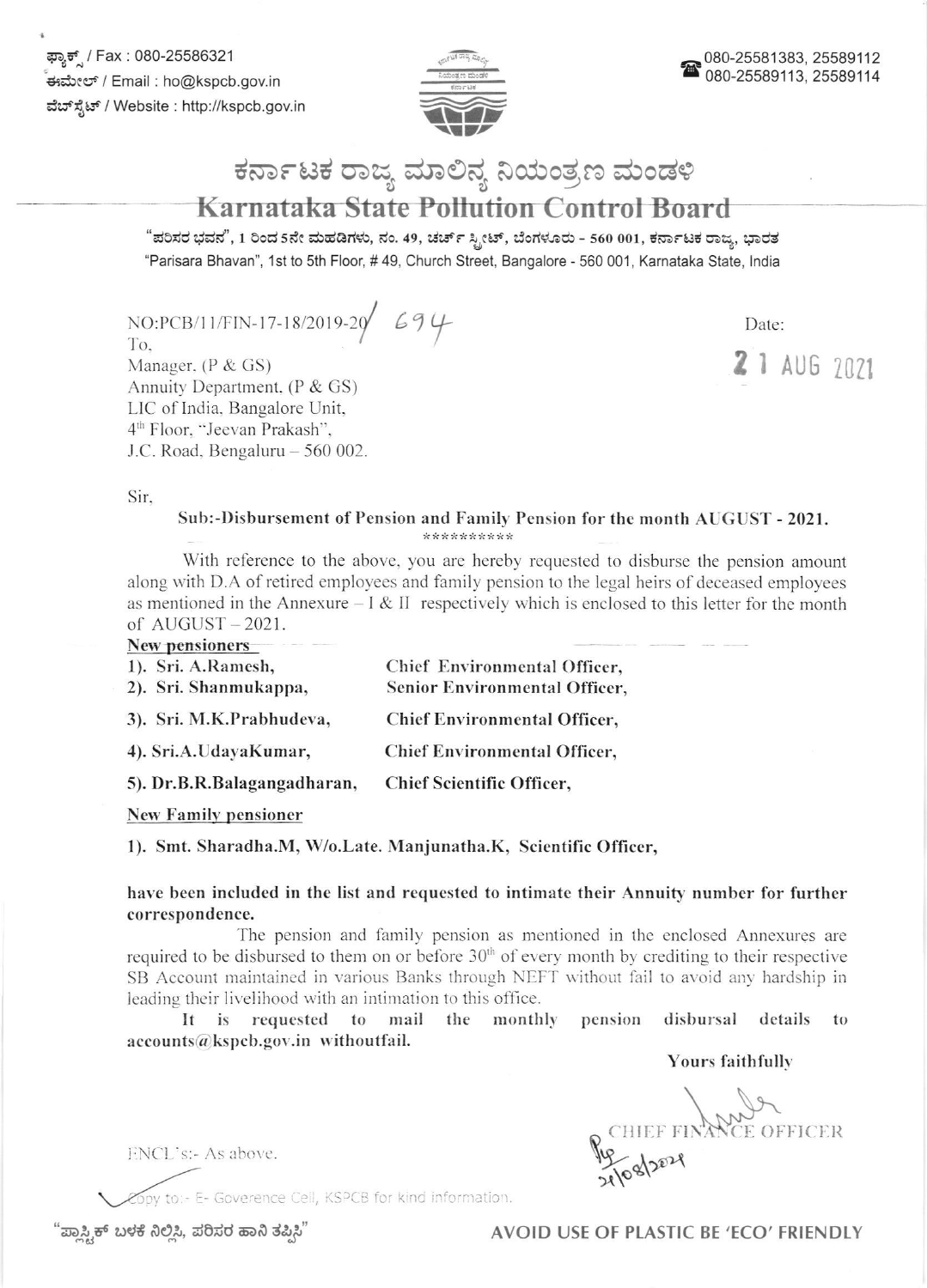ಫ್ಯಾಕ್ಸ್ / Fax : 080-25586321
ಈಮೇಲ್ / Email : ho@kspcb.gov.in
ವೆಬ್‌ಸೈಟ್ / Website : http://kspcb.gov.in

080-25581383, 25589112
080-25589113, 25589114

# ಕರ್ನಾಟಕ ರಾಜ್ಯ ಮಾಲಿನ್ಯ ನಿಯಂತ್ರಣ ಮಂಡಳಿ

# Karnataka State Pollution Control Board

"ಪರಿಸರ ಭವನ", 1 ರಿಂದ 5ನೇ ಮಹಡಿಗಳು, ನಂ. 49, ಚರ್ಚ್ ಸ್ಟ್ರೀಟ್, ಬೆಂಗಳೂರು - 560 001, ಕರ್ನಾಟಕ ರಾಜ್ಯ, ಭಾರತ
"Parisara Bhavan", 1st to 5th Floor, # 49, Church Street, Bangalore - 560 001, Karnataka State, India

NO:PCB/11/FIN-17-18/2019-20/ 694

Date: 21 AUG 2021

To,
Manager, (P & GS)
Annuity Department, (P & GS)
LIC of India, Bangalore Unit,
4th Floor, "Jeevan Prakash",
J.C. Road, Bengaluru – 560 002.

Sir,

**Sub:-Disbursement of Pension and Family Pension for the month AUGUST - 2021.**

\*\*\*\*\*\*\*\*\*\*

With reference to the above, you are hereby requested to disburse the pension amount along with D.A of retired employees and family pension to the legal heirs of deceased employees as mentioned in the Annexure – I & II respectively which is enclosed to this letter for the month of AUGUST – 2021.

**New pensioners**

| | |
|---|---|
| **1). Sri. A.Ramesh,** | **Chief Environmental Officer,** |
| **2). Sri. Shanmukappa,** | **Senior Environmental Officer,** |
| **3). Sri. M.K.Prabhudeva,** | **Chief Environmental Officer,** |
| **4). Sri.A.UdayaKumar,** | **Chief Environmental Officer,** |
| **5). Dr.B.R.Balagangadharan,** | **Chief Scientific Officer,** |

**New Family pensioner**

**1). Smt. Sharadha.M, W/o.Late. Manjunatha.K, Scientific Officer,**

**have been included in the list and requested to intimate their Annuity number for further correspondence.**

The pension and family pension as mentioned in the enclosed Annexures are required to be disbursed to them on or before 30th of every month by crediting to their respective SB Account maintained in various Banks through NEFT without fail to avoid any hardship in leading their livelihood with an intimation to this office.

It is requested to mail the monthly pension disbursal details to **accounts@kspcb.gov.in withoutfail.**

Yours faithfully

CHIEF FINANCE OFFICER
21/08/2021

ENCL's:- As above.

Copy to:- E- Goverence Cell, KSPCB for kind information.

"ಪ್ಲಾಸ್ಟಿಕ್ ಬಳಕೆ ನಿಲ್ಲಿಸಿ, ಪರಿಸರ ಹಾನಿ ತಪ್ಪಿಸಿ"

AVOID USE OF PLASTIC BE 'ECO' FRIENDLY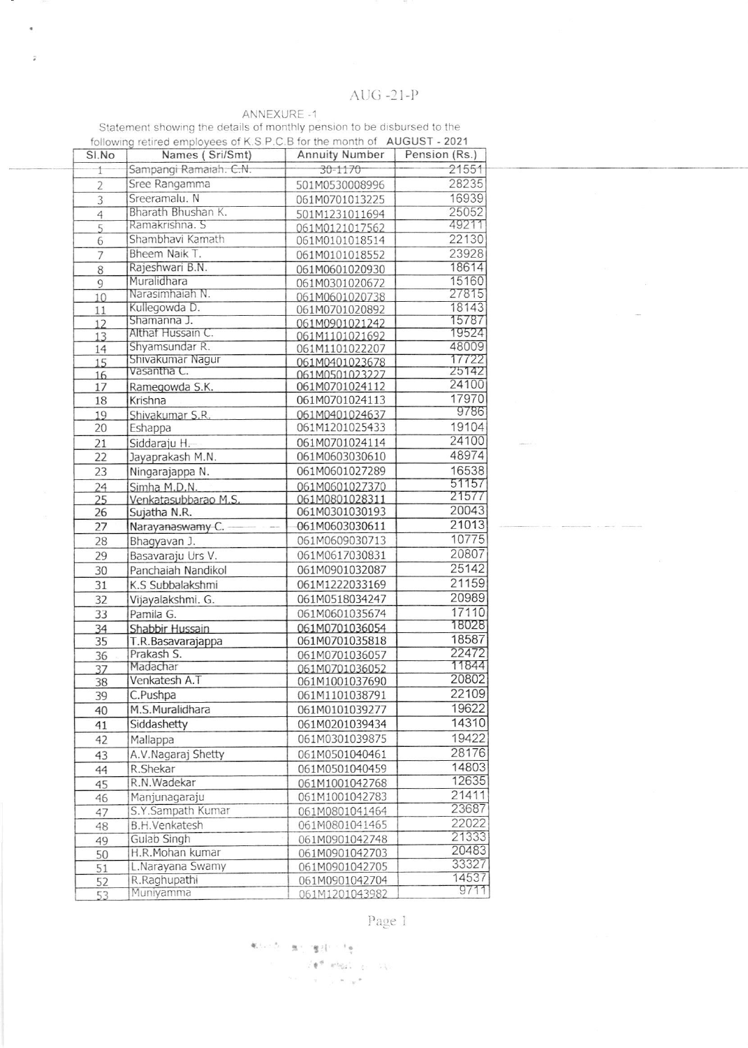AUG -21-P

ANNEXURE -1

Statement showing the details of monthly pension to be disbursed to the following retired employees of K.S.P.C.B for the month of AUGUST - 2021

| Sl.No | Names ( Sri/Smt) | Annuity Number | Pension (Rs.) |
|---|---|---|---|
| 1 | Sampangi Ramaiah. C.N. | 30-1170 | 21551 |
| 2 | Sree Rangamma | 501M0530008996 | 28235 |
| 3 | Sreeramalu. N | 061M0701013225 | 16939 |
| 4 | Bharath Bhushan K. | 501M1231011694 | 25052 |
| 5 | Ramakrishna. S | 061M0121017562 | 49211 |
| 6 | Shambhavi Kamath | 061M0101018514 | 22130 |
| 7 | Bheem Naik T. | 061M0101018552 | 23928 |
| 8 | Rajeshwari B.N. | 061M0601020930 | 18614 |
| 9 | Muralidhara | 061M0301020672 | 15160 |
| 10 | Narasimhaiah N. | 061M0601020738 | 27815 |
| 11 | Kullegowda D. | 061M0701020892 | 18143 |
| 12 | Shamanna J. | 061M0901021242 | 15787 |
| 13 | Althaf Hussain C. | 061M1101021692 | 19524 |
| 14 | Shyamsundar R. | 061M1101022207 | 48009 |
| 15 | Shivakumar Nagur | 061M0401023678 | 17722 |
| 16 | Vasantha C. | 061M0501023227 | 25142 |
| 17 | Ramegowda S.K. | 061M0701024112 | 24100 |
| 18 | Krishna | 061M0701024113 | 17970 |
| 19 | Shivakumar S.R. | 061M0401024637 | 9786 |
| 20 | Eshappa | 061M1201025433 | 19104 |
| 21 | Siddaraju H. | 061M0701024114 | 24100 |
| 22 | Jayaprakash M.N. | 061M0603030610 | 48974 |
| 23 | Ningarajappa N. | 061M0601027289 | 16538 |
| 24 | Simha M.D.N. | 061M0601027370 | 51157 |
| 25 | Venkatasubbarao M.S. | 061M0801028311 | 21577 |
| 26 | Sujatha N.R. | 061M0301030193 | 20043 |
| 27 | Narayanaswamy C. | 061M0603030611 | 21013 |
| 28 | Bhagyavan J. | 061M0609030713 | 10775 |
| 29 | Basavaraju Urs V. | 061M0617030831 | 20807 |
| 30 | Panchaiah Nandikol | 061M0901032087 | 25142 |
| 31 | K.S Subbalakshmi | 061M1222033169 | 21159 |
| 32 | Vijayalakshmi. G. | 061M0518034247 | 20989 |
| 33 | Pamila G. | 061M0601035674 | 17110 |
| 34 | Shabbir Hussain | 061M0701036054 | 18028 |
| 35 | T.R.Basavarajappa | 061M0701035818 | 18587 |
| 36 | Prakash S. | 061M0701036057 | 22472 |
| 37 | Madachar | 061M0701036052 | 11844 |
| 38 | Venkatesh A.T | 061M1001037690 | 20802 |
| 39 | C.Pushpa | 061M1101038791 | 22109 |
| 40 | M.S.Muralidhara | 061M0101039277 | 19622 |
| 41 | Siddashetty | 061M0201039434 | 14310 |
| 42 | Mallappa | 061M0301039875 | 19422 |
| 43 | A.V.Nagaraj Shetty | 061M0501040461 | 28176 |
| 44 | R.Shekar | 061M0501040459 | 14803 |
| 45 | R.N.Wadekar | 061M1001042768 | 12635 |
| 46 | Manjunagaraju | 061M1001042783 | 21411 |
| 47 | S.Y.Sampath Kumar | 061M0801041464 | 23687 |
| 48 | B.H.Venkatesh | 061M0801041465 | 22022 |
| 49 | Gulab Singh | 061M0901042748 | 21333 |
| 50 | H.R.Mohan kumar | 061M0901042703 | 20483 |
| 51 | L.Narayana Swamy | 061M0901042705 | 33327 |
| 52 | R.Raghupathi | 061M0901042704 | 14537 |
| 53 | Muniyamma | 061M1201043982 | 9711 |